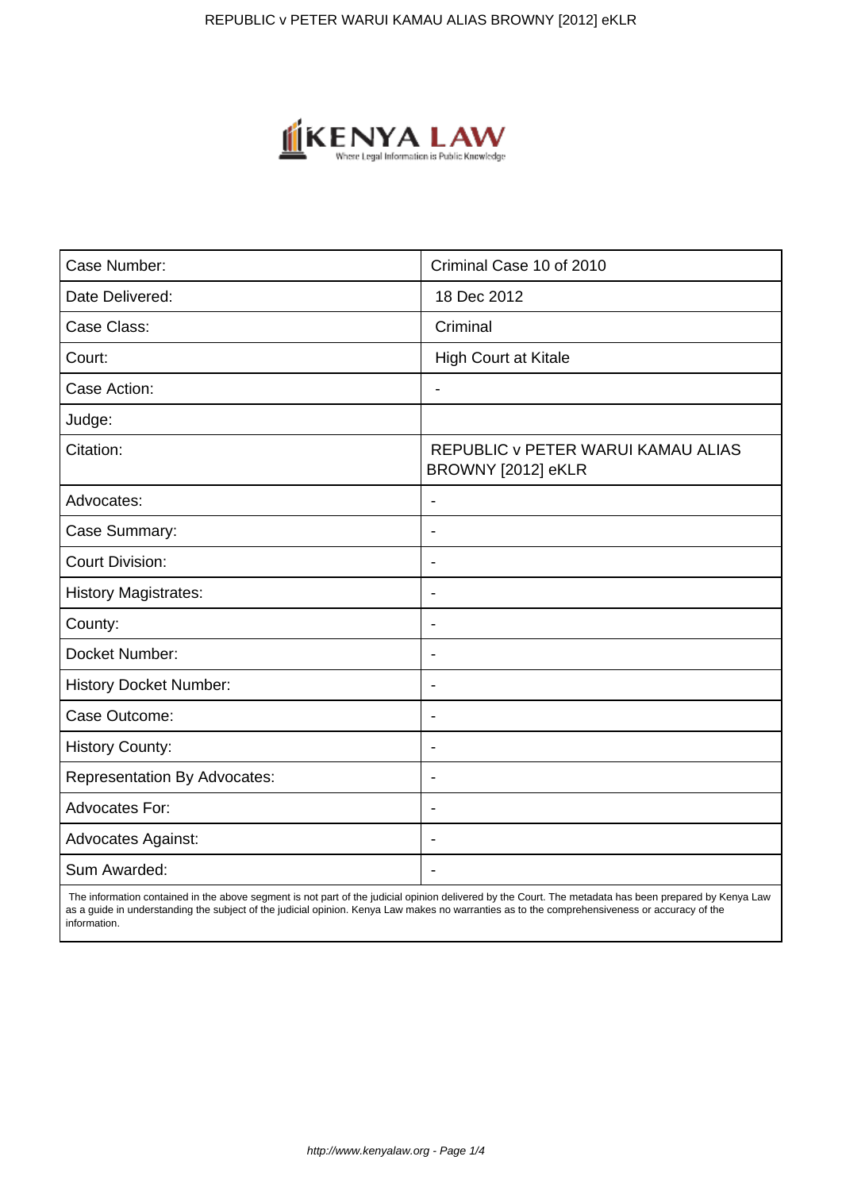| Case Number: | Criminal Case 10 of 2010 |
|---|---|
| Date Delivered: | 18 Dec 2012 |
| Case Class: | Criminal |
| Court: | High Court at Kitale |
| Case Action: | - |
| Judge: | |
| Citation: | REPUBLIC v PETER WARUI KAMAU ALIAS BROWNY [2012] eKLR |
| Advocates: | - |
| Case Summary: | - |
| Court Division: | - |
| History Magistrates: | - |
| County: | - |
| Docket Number: | - |
| History Docket Number: | - |
| Case Outcome: | - |
| History County: | - |
| Representation By Advocates: | - |
| Advocates For: | - |
| Advocates Against: | - |
| Sum Awarded: | - |

The information contained in the above segment is not part of the judicial opinion delivered by the Court. The metadata has been prepared by Kenya Law as a guide in understanding the subject of the judicial opinion. Kenya Law makes no warranties as to the comprehensiveness or accuracy of the information.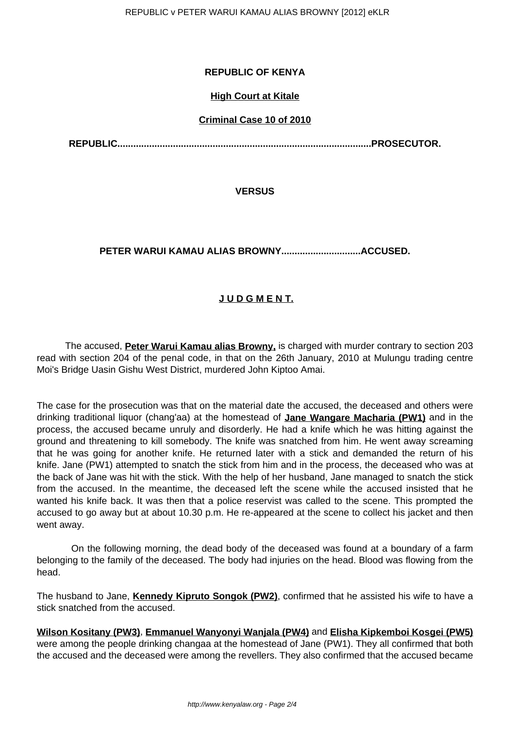**REPUBLIC OF KENYA**

**High Court at Kitale**

**Criminal Case 10 of 2010**

**REPUBLIC..............................................................................................PROSECUTOR.**

**VERSUS**

**PETER WARUI KAMAU ALIAS BROWNY.............................ACCUSED.**

**J U D G M E N T.**

The accused, **Peter Warui Kamau alias Browny,** is charged with murder contrary to section 203 read with section 204 of the penal code, in that on the 26th January, 2010 at Mulungu trading centre Moi's Bridge Uasin Gishu West District, murdered John Kiptoo Amai.

The case for the prosecution was that on the material date the accused, the deceased and others were drinking traditional liquor (chang'aa) at the homestead of **Jane Wangare Macharia (PW1)** and in the process, the accused became unruly and disorderly. He had a knife which he was hitting against the ground and threatening to kill somebody. The knife was snatched from him. He went away screaming that he was going for another knife. He returned later with a stick and demanded the return of his knife. Jane (PW1) attempted to snatch the stick from him and in the process, the deceased who was at the back of Jane was hit with the stick. With the help of her husband, Jane managed to snatch the stick from the accused. In the meantime, the deceased left the scene while the accused insisted that he wanted his knife back. It was then that a police reservist was called to the scene. This prompted the accused to go away but at about 10.30 p.m. He re-appeared at the scene to collect his jacket and then went away.

On the following morning, the dead body of the deceased was found at a boundary of a farm belonging to the family of the deceased. The body had injuries on the head. Blood was flowing from the head.

The husband to Jane, **Kennedy Kipruto Songok (PW2)**, confirmed that he assisted his wife to have a stick snatched from the accused.

**Wilson Kositany (PW3)**, **Emmanuel Wanyonyi Wanjala (PW4)** and **Elisha Kipkemboi Kosgei (PW5)** were among the people drinking changaa at the homestead of Jane (PW1). They all confirmed that both the accused and the deceased were among the revellers. They also confirmed that the accused became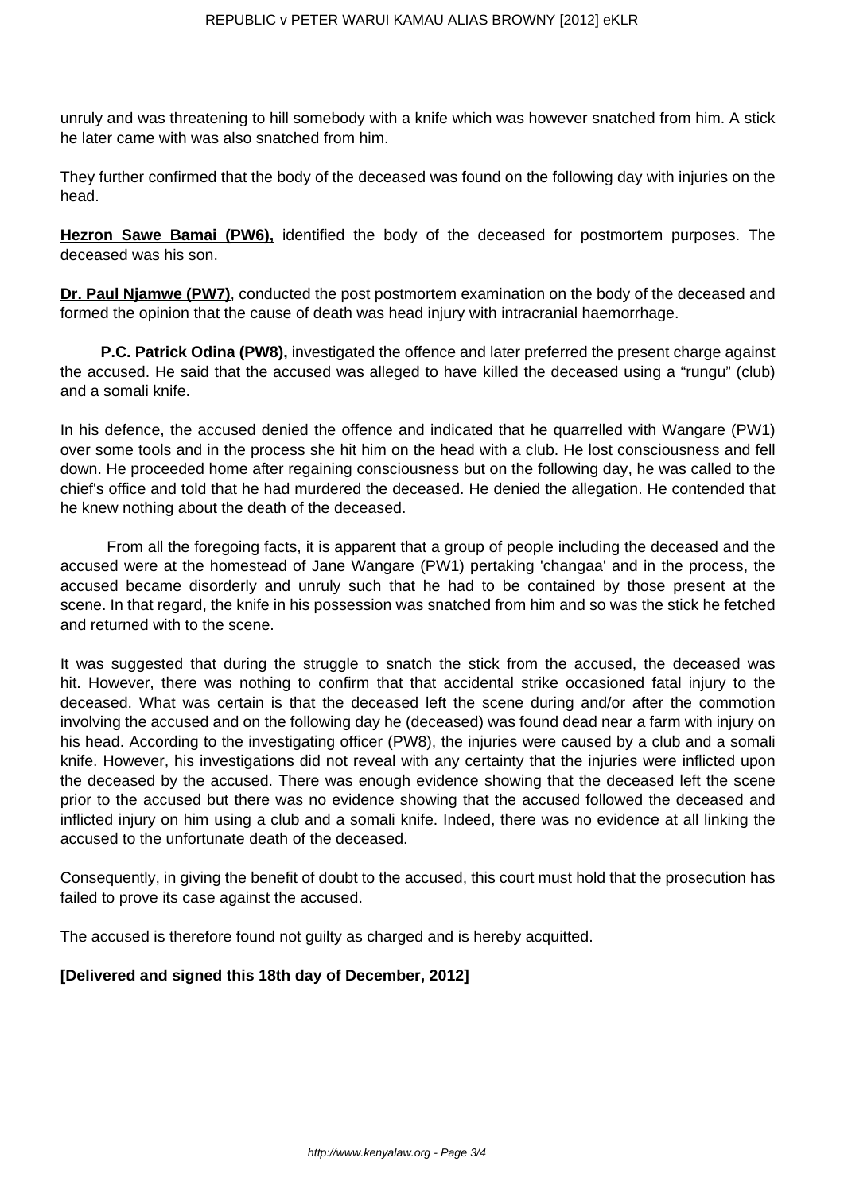unruly and was threatening to hill somebody with a knife which was however snatched from him. A stick he later came with was also snatched from him.

They further confirmed that the body of the deceased was found on the following day with injuries on the head.

**Hezron Sawe Bamai (PW6),** identified the body of the deceased for postmortem purposes. The deceased was his son.

**Dr. Paul Njamwe (PW7)**, conducted the post postmortem examination on the body of the deceased and formed the opinion that the cause of death was head injury with intracranial haemorrhage.

**P.C. Patrick Odina (PW8),** investigated the offence and later preferred the present charge against the accused. He said that the accused was alleged to have killed the deceased using a "rungu" (club) and a somali knife.

In his defence, the accused denied the offence and indicated that he quarrelled with Wangare (PW1) over some tools and in the process she hit him on the head with a club. He lost consciousness and fell down. He proceeded home after regaining consciousness but on the following day, he was called to the chief's office and told that he had murdered the deceased. He denied the allegation. He contended that he knew nothing about the death of the deceased.

From all the foregoing facts, it is apparent that a group of people including the deceased and the accused were at the homestead of Jane Wangare (PW1) pertaking 'changaa' and in the process, the accused became disorderly and unruly such that he had to be contained by those present at the scene. In that regard, the knife in his possession was snatched from him and so was the stick he fetched and returned with to the scene.

It was suggested that during the struggle to snatch the stick from the accused, the deceased was hit. However, there was nothing to confirm that that accidental strike occasioned fatal injury to the deceased. What was certain is that the deceased left the scene during and/or after the commotion involving the accused and on the following day he (deceased) was found dead near a farm with injury on his head. According to the investigating officer (PW8), the injuries were caused by a club and a somali knife. However, his investigations did not reveal with any certainty that the injuries were inflicted upon the deceased by the accused. There was enough evidence showing that the deceased left the scene prior to the accused but there was no evidence showing that the accused followed the deceased and inflicted injury on him using a club and a somali knife. Indeed, there was no evidence at all linking the accused to the unfortunate death of the deceased.

Consequently, in giving the benefit of doubt to the accused, this court must hold that the prosecution has failed to prove its case against the accused.

The accused is therefore found not guilty as charged and is hereby acquitted.

**[Delivered and signed this 18th day of December, 2012]**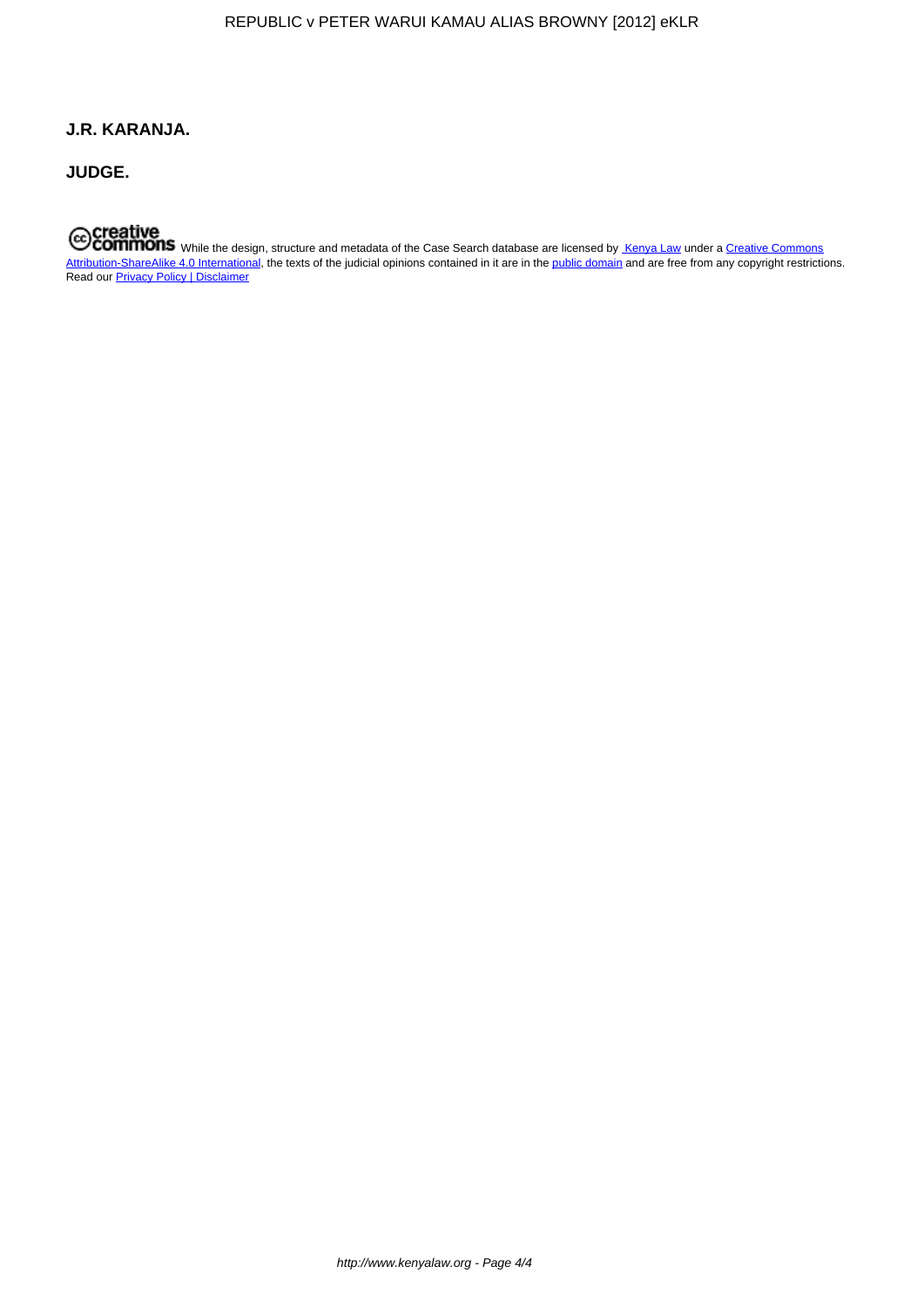**J.R. KARANJA.**

**JUDGE.**

creative commons While the design, structure and metadata of the Case Search database are licensed by Kenya Law under a Creative Commons Attribution-ShareAlike 4.0 International, the texts of the judicial opinions contained in it are in the public domain and are free from any copyright restrictions. Read our Privacy Policy | Disclaimer